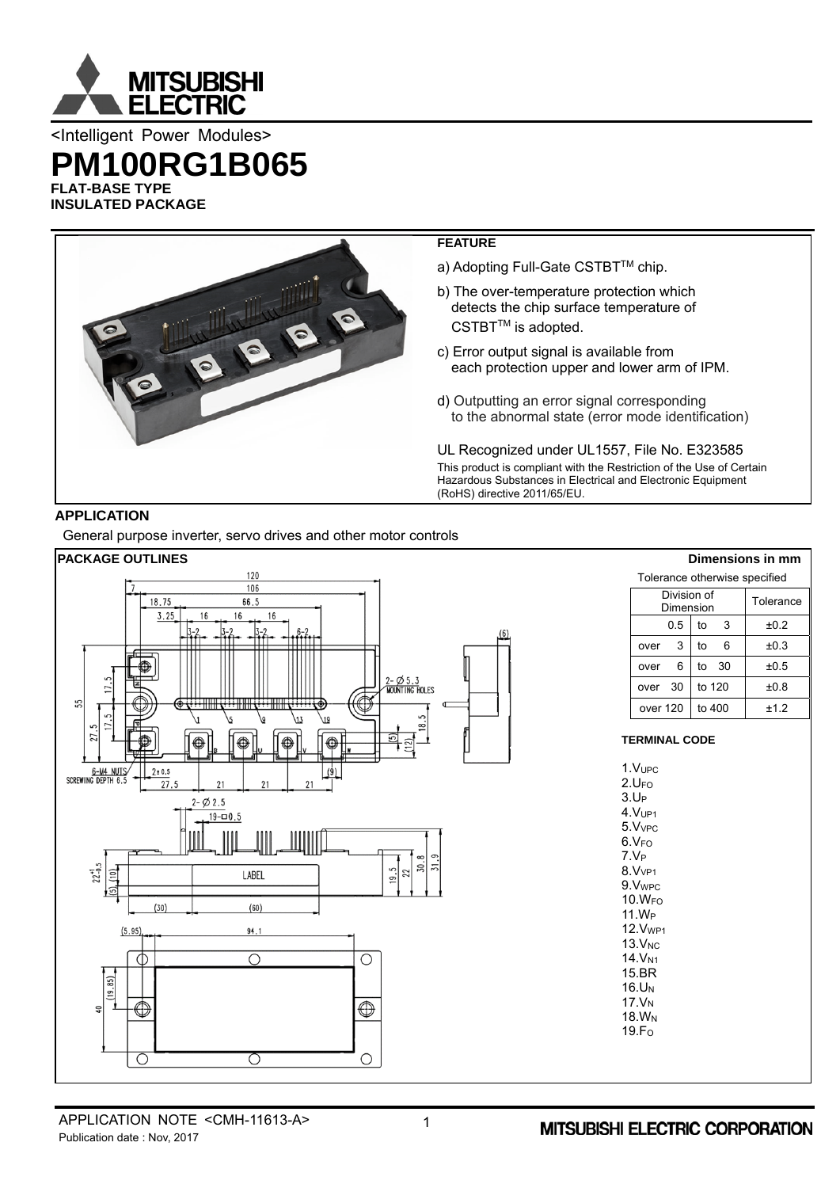<Intelligent Power Modules>

# PM100RG1B065

**FLAT-BASE TYPE**
**INSULATED PACKAGE**

## FEATURE

a) Adopting Full-Gate CSTBT™ chip.

b) The over-temperature protection which detects the chip surface temperature of CSTBT™ is adopted.

c) Error output signal is available from each protection upper and lower arm of IPM.

d) Outputting an error signal corresponding to the abnormal state (error mode identification)

UL Recognized under UL1557, File No. E323585

This product is compliant with the Restriction of the Use of Certain Hazardous Substances in Electrical and Electronic Equipment (RoHS) directive 2011/65/EU.

## APPLICATION

General purpose inverter, servo drives and other motor controls

## PACKAGE OUTLINES

**Dimensions in mm**

Tolerance otherwise specified

| Division of Dimension | | Tolerance |
|---|---|---|
| 0.5 | to 3 | ±0.2 |
| over 3 | to 6 | ±0.3 |
| over 6 | to 30 | ±0.5 |
| over 30 | to 120 | ±0.8 |
| over 120 | to 400 | ±1.2 |

**TERMINAL CODE**

1.$V_{UPC}$
2.$U_{FO}$
3.$U_P$
4.$V_{UP1}$
5.$V_{VPC}$
6.$V_{FO}$
7.$V_P$
8.$V_{VP1}$
9.$V_{WPC}$
10.$W_{FO}$
11.$W_P$
12.$V_{WP1}$
13.$V_{NC}$
14.$V_{N1}$
15.BR
16.$U_N$
17.$V_N$
18.$W_N$
19.$F_O$

APPLICATION NOTE <CMH-11613-A>
Publication date : Nov, 2017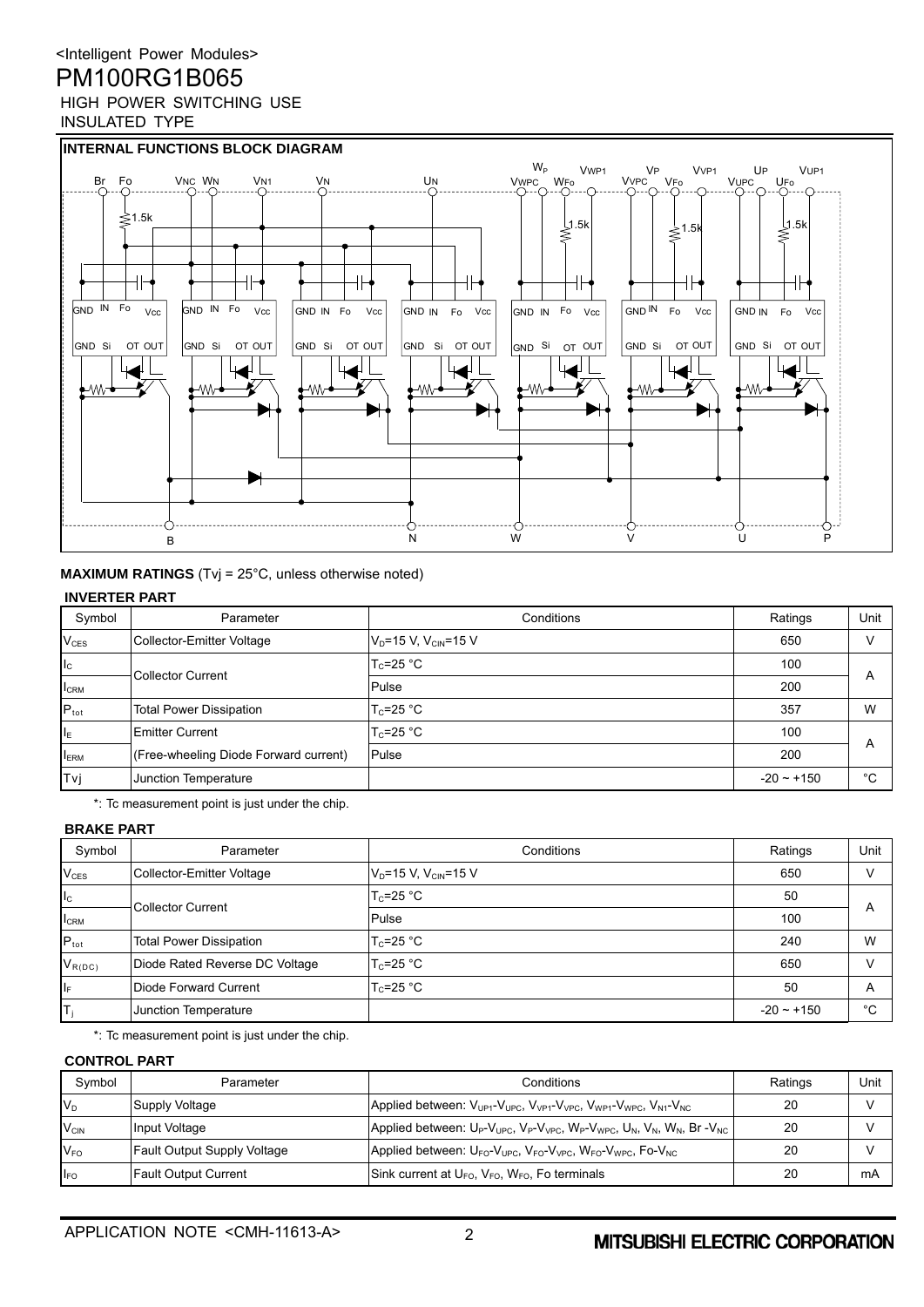<Intelligent Power Modules>

# PM100RG1B065

HIGH POWER SWITCHING USE

INSULATED TYPE

## INTERNAL FUNCTIONS BLOCK DIAGRAM

**MAXIMUM RATINGS** (Tvj = 25°C, unless otherwise noted)

### INVERTER PART

| Symbol | Parameter | Conditions | Ratings | Unit |
|---|---|---|---|---|
| $V_{CES}$ | Collector-Emitter Voltage | $V_D$=15 V, $V_{CIN}$=15 V | 650 | V |
| $I_C$ | Collector Current | $T_C$=25 °C | 100 | A |
| $I_{CRM}$ | | Pulse | 200 | |
| $P_{tot}$ | Total Power Dissipation | $T_C$=25 °C | 357 | W |
| $I_E$ | Emitter Current | $T_C$=25 °C | 100 | A |
| $I_{ERM}$ | (Free-wheeling Diode Forward current) | Pulse | 200 | |
| Tvj | Junction Temperature | | -20 ~ +150 | °C |

*: Tc measurement point is just under the chip.

### BRAKE PART

| Symbol | Parameter | Conditions | Ratings | Unit |
|---|---|---|---|---|
| $V_{CES}$ | Collector-Emitter Voltage | $V_D$=15 V, $V_{CIN}$=15 V | 650 | V |
| $I_C$ | Collector Current | $T_C$=25 °C | 50 | A |
| $I_{CRM}$ | | Pulse | 100 | |
| $P_{tot}$ | Total Power Dissipation | $T_C$=25 °C | 240 | W |
| $V_{R(DC)}$ | Diode Rated Reverse DC Voltage | $T_C$=25 °C | 650 | V |
| $I_F$ | Diode Forward Current | $T_C$=25 °C | 50 | A |
| $T_j$ | Junction Temperature | | -20 ~ +150 | °C |

*: Tc measurement point is just under the chip.

### CONTROL PART

| Symbol | Parameter | Conditions | Ratings | Unit |
|---|---|---|---|---|
| $V_D$ | Supply Voltage | Applied between: $V_{UP1}$-$V_{UPC}$, $V_{VP1}$-$V_{VPC}$, $V_{WP1}$-$V_{WPC}$, $V_{N1}$-$V_{NC}$ | 20 | V |
| $V_{CIN}$ | Input Voltage | Applied between: $U_P$-$V_{UPC}$, $V_P$-$V_{VPC}$, $W_P$-$V_{WPC}$, $U_N$, $V_N$, $W_N$, Br -$V_{NC}$ | 20 | V |
| $V_{FO}$ | Fault Output Supply Voltage | Applied between: $U_{FO}$-$V_{UPC}$, $V_{FO}$-$V_{VPC}$, $W_{FO}$-$V_{WPC}$, Fo-$V_{NC}$ | 20 | V |
| $I_{FO}$ | Fault Output Current | Sink current at $U_{FO}$, $V_{FO}$, $W_{FO}$, Fo terminals | 20 | mA |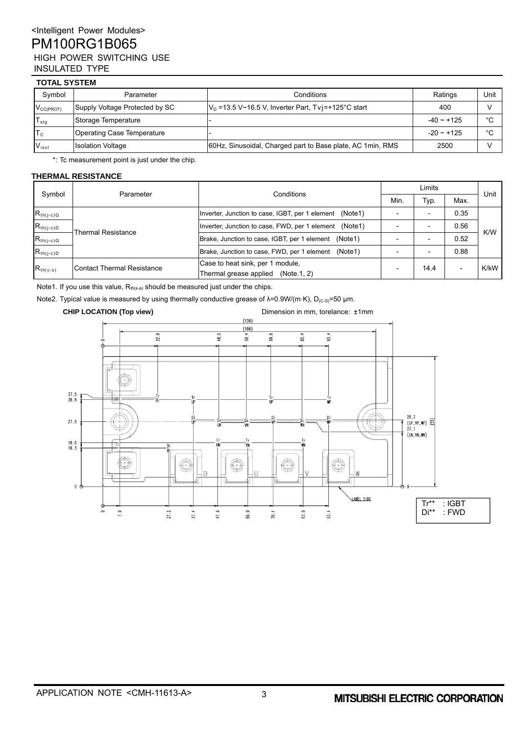<Intelligent Power Modules>

# PM100RG1B065

HIGH POWER SWITCHING USE
INSULATED TYPE

## TOTAL SYSTEM

| Symbol | Parameter | Conditions | Ratings | Unit |
|---|---|---|---|---|
| $V_{CC(PROT)}$ | Supply Voltage Protected by SC | $V_D$ =13.5 V~16.5 V, Inverter Part, Tvj=+125°C start | 400 | V |
| $T_{stg}$ | Storage Temperature | - | -40 ~ +125 | °C |
| $T_C$ | Operating Case Temperature | - | -20 ~ +125 | °C |
| $V_{isol}$ | Isolation Voltage | 60Hz, Sinusoidal, Charged part to Base plate, AC 1min, RMS | 2500 | V |

*: Tc measurement point is just under the chip.

## THERMAL RESISTANCE

| Symbol | Parameter | Conditions | Limits | | | Unit |
|---|---|---|---|---|---|---|
| | | | Min. | Typ. | Max. | |
| $R_{th(j-c)Q}$ | Thermal Resistance | Inverter, Junction to case, IGBT, per 1 element (Note1) | - | - | 0.35 | K/W |
| $R_{th(j-c)D}$ | | Inverter, Junction to case, FWD, per 1 element (Note1) | - | - | 0.56 | |
| $R_{th(j-c)Q}$ | | Brake, Junction to case, IGBT, per 1 element (Note1) | - | - | 0.52 | |
| $R_{th(j-c)D}$ | | Brake, Junction to case, FWD, per 1 element (Note1) | - | - | 0.88 | |
| $R_{th(c-s)}$ | Contact Thermal Resistance | Case to heat sink, per 1 module, Thermal grease applied (Note.1, 2) | - | 14.4 | - | K/kW |

Note1. If you use this value, $R_{th(s-a)}$ should be measured just under the chips.

Note2. Typical value is measured by using thermally conductive grease of λ=0.9W/(m·K), $D_{(C-S)}$=50 μm.

**CHIP LOCATION (Top view)**

Dimension in mm, torelance: ±1mm

Tr** : IGBT
Di** : FWD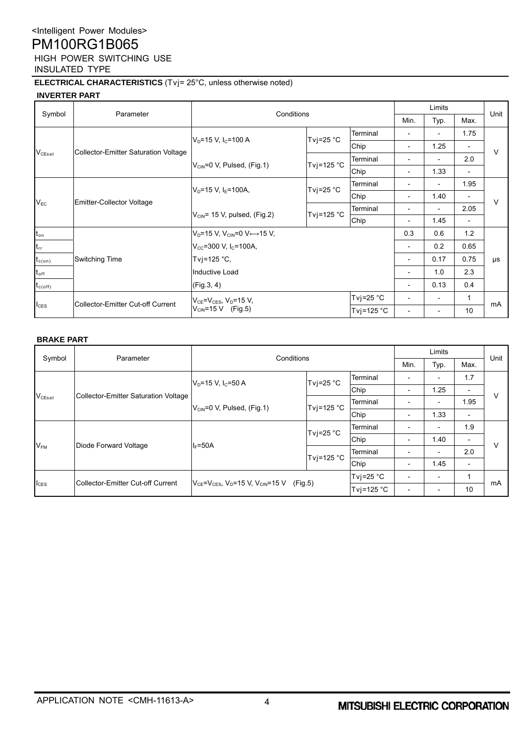<Intelligent Power Modules>

# PM100RG1B065

HIGH POWER SWITCHING USE
INSULATED TYPE

**ELECTRICAL CHARACTERISTICS** (Tvj= 25°C, unless otherwise noted)

### INVERTER PART

| Symbol | Parameter | Conditions | | | Limits | | | Unit |
|---|---|---|---|---|---|---|---|---|
| | | | | | Min. | Typ. | Max. | |
| $V_{CEsat}$ | Collector-Emitter Saturation Voltage | $V_D$=15 V, $I_C$=100 A | Tvj=25 °C | Terminal | - | - | 1.75 | V |
| | | | | Chip | - | 1.25 | - | |
| | | $V_{CIN}$=0 V, Pulsed, (Fig.1) | Tvj=125 °C | Terminal | - | - | 2.0 | |
| | | | | Chip | - | 1.33 | - | |
| $V_{EC}$ | Emitter-Collector Voltage | $V_D$=15 V, $I_E$=100A, | Tvj=25 °C | Terminal | - | - | 1.95 | V |
| | | | | Chip | - | 1.40 | - | |
| | | $V_{CIN}$= 15 V, pulsed, (Fig.2) | Tvj=125 °C | Terminal | - | - | 2.05 | |
| | | | | Chip | - | 1.45 | - | |
| $t_{on}$ | Switching Time | $V_D$=15 V, $V_{CIN}$=0 V↔15 V, | | | 0.3 | 0.6 | 1.2 | μs |
| $t_{rr}$ | | $V_{CC}$=300 V, $I_C$=100A, | | | - | 0.2 | 0.65 | |
| $t_{c(on)}$ | | Tvj=125 °C, | | | - | 0.17 | 0.75 | |
| $t_{off}$ | | Inductive Load | | | - | 1.0 | 2.3 | |
| $t_{c(off)}$ | | (Fig.3, 4) | | | - | 0.13 | 0.4 | |
| $I_{CES}$ | Collector-Emitter Cut-off Current | $V_{CE}$=$V_{CES}$, $V_D$=15 V, $V_{CIN}$=15 V (Fig.5) | | Tvj=25 °C | - | - | 1 | mA |
| | | | | Tvj=125 °C | - | - | 10 | |

### BRAKE PART

| Symbol | Parameter | Conditions | | | Limits | | | Unit |
|---|---|---|---|---|---|---|---|---|
| | | | | | Min. | Typ. | Max. | |
| $V_{CEsat}$ | Collector-Emitter Saturation Voltage | $V_D$=15 V, $I_C$=50 A | Tvj=25 °C | Terminal | - | - | 1.7 | V |
| | | | | Chip | - | 1.25 | - | |
| | | $V_{CIN}$=0 V, Pulsed, (Fig.1) | Tvj=125 °C | Terminal | - | - | 1.95 | |
| | | | | Chip | - | 1.33 | - | |
| $V_{FM}$ | Diode Forward Voltage | $I_F$=50A | Tvj=25 °C | Terminal | - | - | 1.9 | V |
| | | | | Chip | - | 1.40 | - | |
| | | | Tvj=125 °C | Terminal | - | - | 2.0 | |
| | | | | Chip | - | 1.45 | - | |
| $I_{CES}$ | Collector-Emitter Cut-off Current | $V_{CE}$=$V_{CES}$, $V_D$=15 V, $V_{CIN}$=15 V (Fig.5) | | Tvj=25 °C | - | - | 1 | mA |
| | | | | Tvj=125 °C | - | - | 10 | |

APPLICATION NOTE <CMH-11613-A>

MITSUBISHI ELECTRIC CORPORATION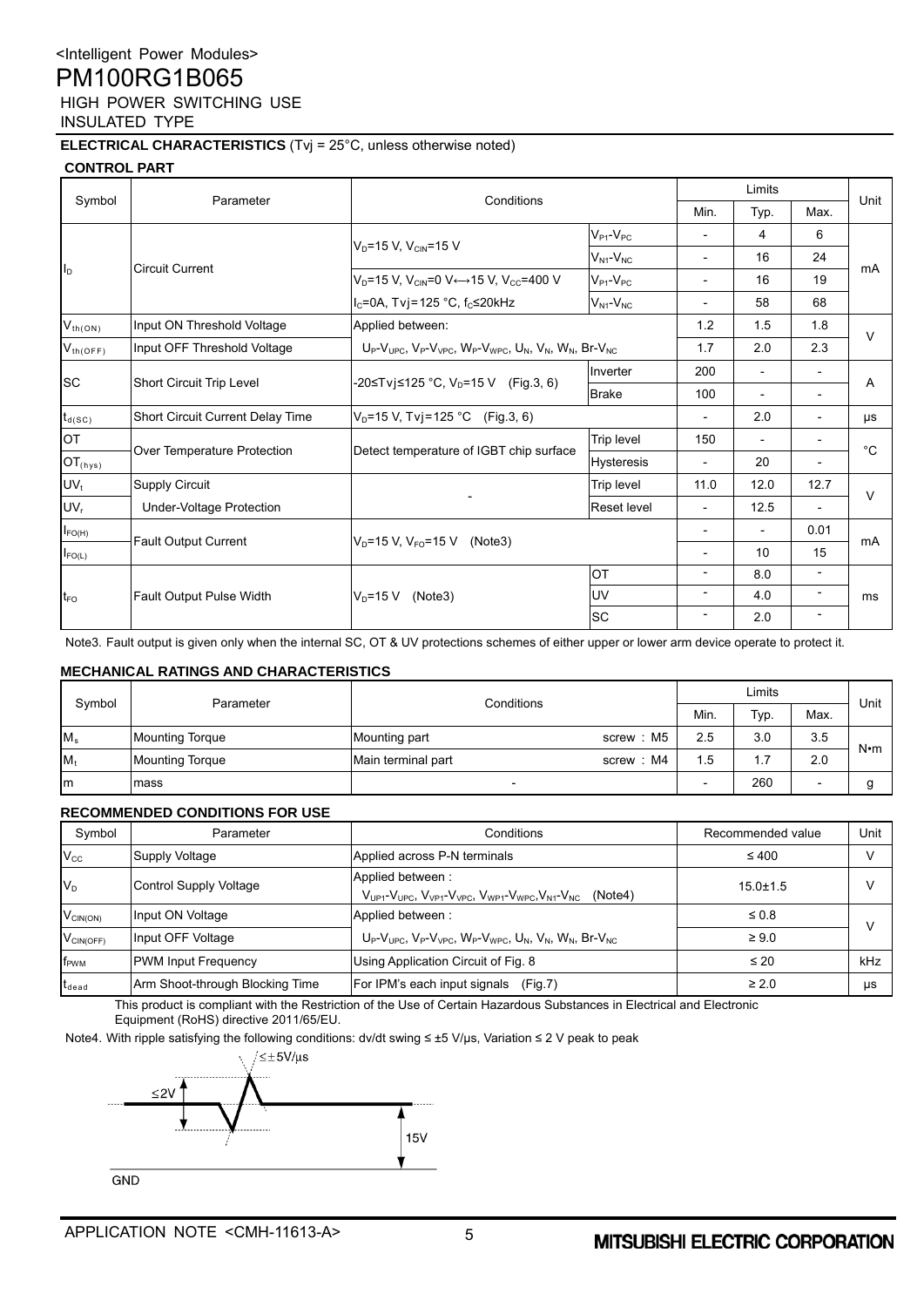<Intelligent Power Modules>

# PM100RG1B065

HIGH POWER SWITCHING USE

INSULATED TYPE

**ELECTRICAL CHARACTERISTICS** ($T_{vj}$ = 25°C, unless otherwise noted)

### CONTROL PART

| Symbol | Parameter | Conditions | | Limits | | | Unit |
|---|---|---|---|---|---|---|---|
| | | | | Min. | Typ. | Max. | |
| $I_D$ | Circuit Current | $V_D$=15 V, $V_{CIN}$=15 V | $V_{P1}$-$V_{PC}$ | - | 4 | 6 | mA |
| | | | $V_{N1}$-$V_{NC}$ | - | 16 | 24 | |
| | | $V_D$=15 V, $V_{CIN}$=0 V↔15 V, $V_{CC}$=400 V | $V_{P1}$-$V_{PC}$ | - | 16 | 19 | |
| | | $I_C$=0A, Tvj=125 °C, $f_C$≤20kHz | $V_{N1}$-$V_{NC}$ | - | 58 | 68 | |
| $V_{th(ON)}$ | Input ON Threshold Voltage | Applied between: | | 1.2 | 1.5 | 1.8 | V |
| $V_{th(OFF)}$ | Input OFF Threshold Voltage | $U_P$-$V_{UPC}$, $V_P$-$V_{VPC}$, $W_P$-$V_{WPC}$, $U_N$, $V_N$, $W_N$, Br-$V_{NC}$ | | 1.7 | 2.0 | 2.3 | |
| SC | Short Circuit Trip Level | -20≤Tvj≤125 °C, $V_D$=15 V (Fig.3, 6) | Inverter | 200 | - | - | A |
| | | | Brake | 100 | - | - | |
| $t_{d(SC)}$ | Short Circuit Current Delay Time | $V_D$=15 V, Tvj=125 °C (Fig.3, 6) | | - | 2.0 | - | μs |
| OT | Over Temperature Protection | Detect temperature of IGBT chip surface | Trip level | 150 | - | - | °C |
| $OT_{(hys)}$ | | | Hysteresis | - | 20 | - | |
| $UV_t$ | Supply Circuit | - | Trip level | 11.0 | 12.0 | 12.7 | V |
| $UV_r$ | Under-Voltage Protection | | Reset level | - | 12.5 | - | |
| $I_{FO(H)}$ | Fault Output Current | $V_D$=15 V, $V_{FO}$=15 V (Note3) | | - | - | 0.01 | mA |
| $I_{FO(L)}$ | | | | - | 10 | 15 | |
| $t_{FO}$ | Fault Output Pulse Width | $V_D$=15 V (Note3) | OT | - | 8.0 | - | ms |
| | | | UV | - | 4.0 | - | |
| | | | SC | - | 2.0 | - | |

Note3. Fault output is given only when the internal SC, OT & UV protections schemes of either upper or lower arm device operate to protect it.

### MECHANICAL RATINGS AND CHARACTERISTICS

| Symbol | Parameter | Conditions | | Limits | | | Unit |
|---|---|---|---|---|---|---|---|
| | | | | Min. | Typ. | Max. | |
| $M_s$ | Mounting Torque | Mounting part | screw : M5 | 2.5 | 3.0 | 3.5 | N•m |
| $M_t$ | Mounting Torque | Main terminal part | screw : M4 | 1.5 | 1.7 | 2.0 | |
| m | mass | - | | - | 260 | - | g |

### RECOMMENDED CONDITIONS FOR USE

| Symbol | Parameter | Conditions | Recommended value | Unit |
|---|---|---|---|---|
| $V_{CC}$ | Supply Voltage | Applied across P-N terminals | ≤ 400 | V |
| $V_D$ | Control Supply Voltage | Applied between : $V_{UP1}$-$V_{UPC}$, $V_{VP1}$-$V_{VPC}$, $V_{WP1}$-$V_{WPC}$,$V_{N1}$-$V_{NC}$ (Note4) | 15.0±1.5 | V |
| $V_{CIN(ON)}$ | Input ON Voltage | Applied between : | ≤ 0.8 | V |
| $V_{CIN(OFF)}$ | Input OFF Voltage | $U_P$-$V_{UPC}$, $V_P$-$V_{VPC}$, $W_P$-$V_{WPC}$, $U_N$, $V_N$, $W_N$, Br-$V_{NC}$ | ≥ 9.0 | |
| $f_{PWM}$ | PWM Input Frequency | Using Application Circuit of Fig. 8 | ≤ 20 | kHz |
| $t_{dead}$ | Arm Shoot-through Blocking Time | For IPM's each input signals (Fig.7) | ≥ 2.0 | μs |

This product is compliant with the Restriction of the Use of Certain Hazardous Substances in Electrical and Electronic Equipment (RoHS) directive 2011/65/EU.

Note4. With ripple satisfying the following conditions: dv/dt swing ≤ ±5 V/μs, Variation ≤ 2 V peak to peak

≤±5V/μs

≤2V

15V

GND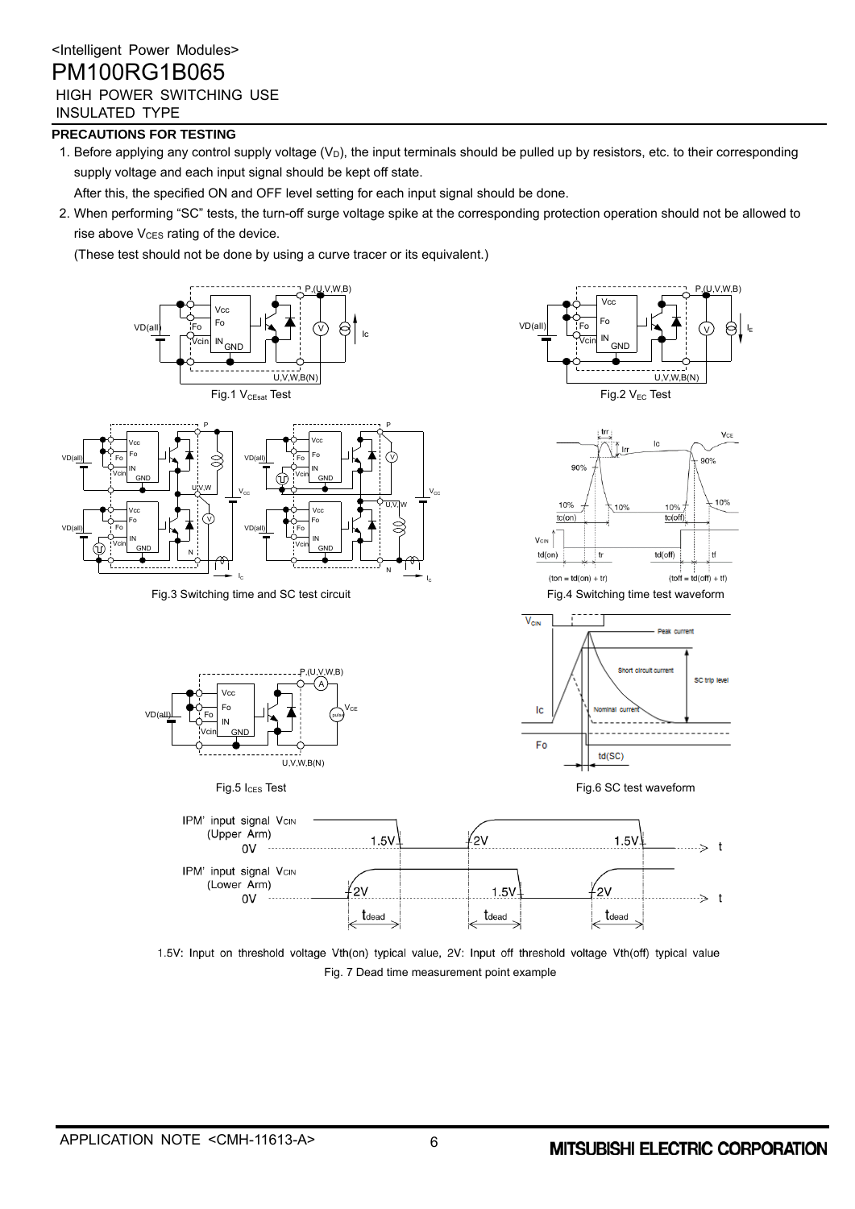## PRECAUTIONS FOR TESTING

1. Before applying any control supply voltage ($V_D$), the input terminals should be pulled up by resistors, etc. to their corresponding supply voltage and each input signal should be kept off state.

   After this, the specified ON and OFF level setting for each input signal should be done.

2. When performing "SC" tests, the turn-off surge voltage spike at the corresponding protection operation should not be allowed to rise above $V_{CES}$ rating of the device.

   (These test should not be done by using a curve tracer or its equivalent.)

Fig.1 $V_{CEsat}$ Test

Fig.2 $V_{EC}$ Test

Fig.3 Switching time and SC test circuit

Fig.4 Switching time test waveform

Fig.5 $I_{CES}$ Test

Fig.6 SC test waveform

1.5V: Input on threshold voltage Vth(on) typical value, 2V: Input off threshold voltage Vth(off) typical value

Fig. 7 Dead time measurement point example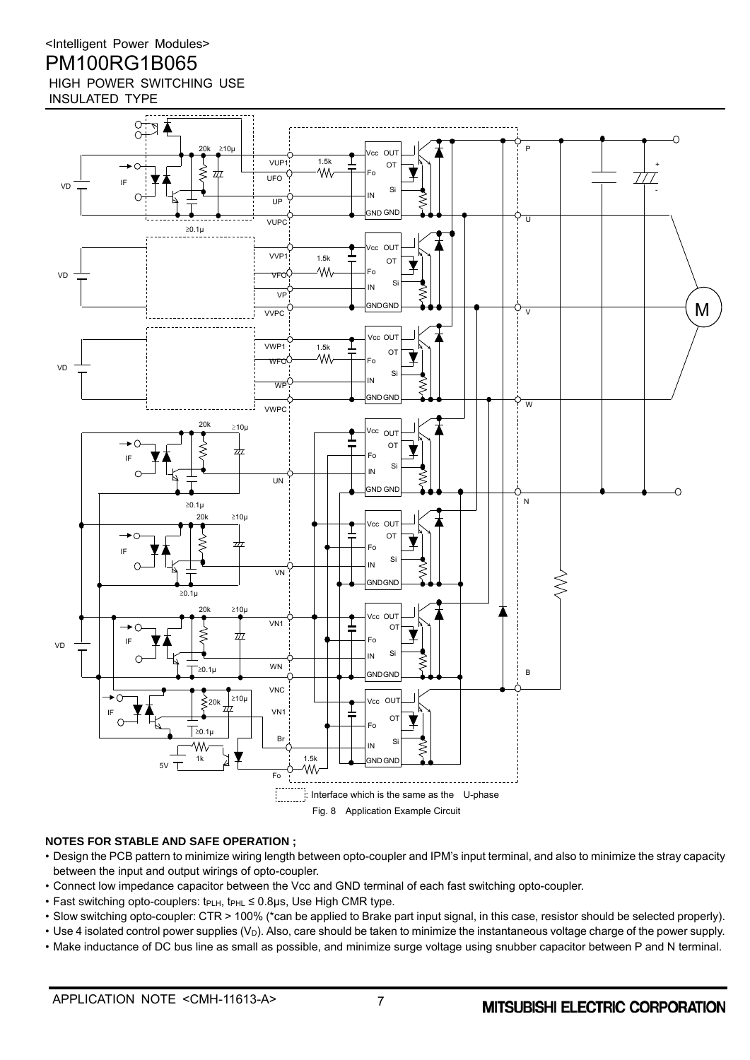Fig. 8 Application Example Circuit

**NOTES FOR STABLE AND SAFE OPERATION ;**

- Design the PCB pattern to minimize wiring length between opto-coupler and IPM's input terminal, and also to minimize the stray capacity between the input and output wirings of opto-coupler.
- Connect low impedance capacitor between the Vcc and GND terminal of each fast switching opto-coupler.
- Fast switching opto-couplers: $t_{PLH}$, $t_{PHL} \leq 0.8\mu s$, Use High CMR type.
- Slow switching opto-coupler: CTR > 100% (*can be applied to Brake part input signal, in this case, resistor should be selected properly).
- Use 4 isolated control power supplies ($V_D$). Also, care should be taken to minimize the instantaneous voltage charge of the power supply.
- Make inductance of DC bus line as small as possible, and minimize surge voltage using snubber capacitor between P and N terminal.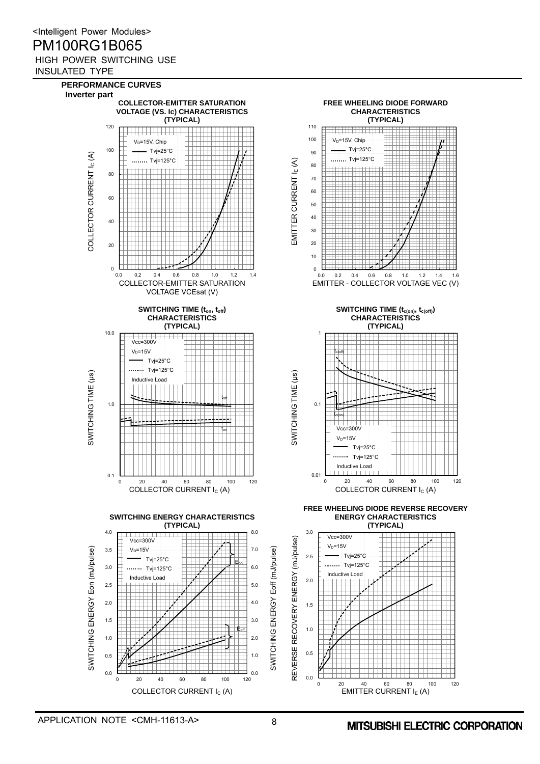## PERFORMANCE CURVES

### Inverter part

**COLLECTOR-EMITTER SATURATION VOLTAGE (VS. Ic) CHARACTERISTICS (TYPICAL)**

$V_D$=15V, Chip
Tvj=25°C
Tvj=125°C

COLLECTOR CURRENT $I_C$ (A)
COLLECTOR-EMITTER SATURATION VOLTAGE VCEsat (V)

**FREE WHEELING DIODE FORWARD CHARACTERISTICS (TYPICAL)**

$V_D$=15V, Chip
Tvj=25°C
Tvj=125°C

EMITTER CURRENT $I_E$ (A)
EMITTER - COLLECTOR VOLTAGE VEC (V)

**SWITCHING TIME ($t_{on}$, $t_{off}$) CHARACTERISTICS (TYPICAL)**

Vcc=300V
$V_D$=15V
Tvj=25°C
Tvj=125°C
Inductive Load

$t_{off}$
$t_{on}$

SWITCHING TIME (μs)
COLLECTOR CURRENT $I_C$ (A)

**SWITCHING TIME ($t_{c(on)}$, $t_{c(off)}$) CHARACTERISTICS (TYPICAL)**

$t_{c(off)}$
$t_{c(on)}$

Vcc=300V
$V_D$=15V
Tvj=25°C
Tvj=125°C
Inductive Load

SWITCHING TIME (μs)
COLLECTOR CURRENT $I_C$ (A)

**SWITCHING ENERGY CHARACTERISTICS (TYPICAL)**

Vcc=300V
$V_D$=15V
Tvj=25°C
Tvj=125°C
Inductive Load

$E_{on}$
$E_{off}$

SWITCHING ENERGY Eon (mJ/pulse)
SWITCHING ENERGY Eoff (mJ/pulse)
COLLECTOR CURRENT $I_C$ (A)

**FREE WHEELING DIODE REVERSE RECOVERY ENERGY CHARACTERISTICS (TYPICAL)**

Vcc=300V
$V_D$=15V
Tvj=25°C
Tvj=125°C
Inductive Load

REVERSE RECOVERY ENERGY (mJ/pulse)
EMITTER CURRENT $I_E$ (A)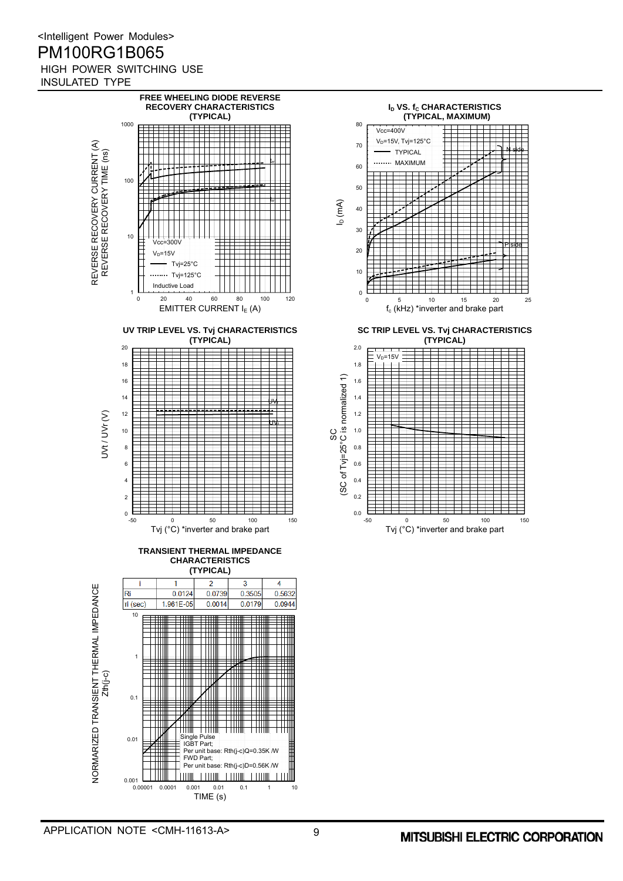# FREE WHEELING DIODE REVERSE RECOVERY CHARACTERISTICS (TYPICAL)

REVERSE RECOVERY CURRENT (A)
REVERSE RECOVERY TIME (ns)

Vcc=300V
$V_D$=15V
—— Tvj=25°C
........ Tvj=125°C
Inductive Load

$I_{rr}$
$t_{rr}$

EMITTER CURRENT $I_E$ (A)

# $I_D$ VS. $f_c$ CHARACTERISTICS (TYPICAL, MAXIMUM)

Vcc=400V
$V_D$=15V, Tvj=125°C
—— TYPICAL
........ MAXIMUM

N side
P side

$I_D$ (mA)

$f_c$ (kHz) *inverter and brake part

# UV TRIP LEVEL VS. Tvj CHARACTERISTICS (TYPICAL)

UVt / UVr (V)

UVr
UVt

Tvj (°C) *inverter and brake part

# SC TRIP LEVEL VS. Tvj CHARACTERISTICS (TYPICAL)

$V_D$=15V

SC
(SC of Tvj=25°C is normalized 1)

Tvj (°C) *inverter and brake part

# TRANSIENT THERMAL IMPEDANCE CHARACTERISTICS (TYPICAL)

| i | 1 | 2 | 3 | 4 |
|---|---|---|---|---|
| Ri | 0.0124 | 0.0739 | 0.3505 | 0.5632 |
| τi (sec) | 1.961E-05 | 0.0014 | 0.0179 | 0.0944 |

NORMARIZED TRANSIENT THERMAL IMPEDANCE
Zth(j-c)

Single Pulse
IGBT Part;
Per unit base: Rth(j-c)Q=0.35K /W
FWD Part;
Per unit base: Rth(j-c)D=0.56K /W

TIME (s)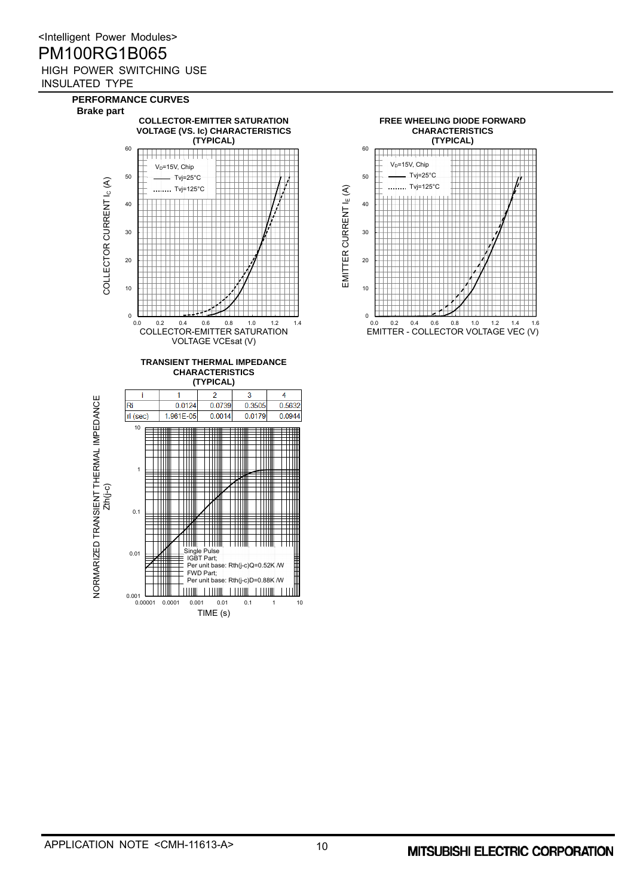<Intelligent Power Modules>

# PM100RG1B065

HIGH POWER SWITCHING USE
INSULATED TYPE

## PERFORMANCE CURVES

**Brake part**

**COLLECTOR-EMITTER SATURATION VOLTAGE (VS. Ic) CHARACTERISTICS (TYPICAL)**

$V_D$=15V, Chip
—— Tvj=25°C
........ Tvj=125°C

COLLECTOR CURRENT $I_C$ (A)

COLLECTOR-EMITTER SATURATION VOLTAGE VCEsat (V)

**FREE WHEELING DIODE FORWARD CHARACTERISTICS (TYPICAL)**

$V_D$=15V, Chip
—— Tvj=25°C
........ Tvj=125°C

EMITTER CURRENT $I_E$ (A)

EMITTER - COLLECTOR VOLTAGE VEC (V)

**TRANSIENT THERMAL IMPEDANCE CHARACTERISTICS (TYPICAL)**

| i | 1 | 2 | 3 | 4 |
|---|---|---|---|---|
| Ri | 0.0124 | 0.0739 | 0.3505 | 0.5632 |
| τi (sec) | 1.961E-05 | 0.0014 | 0.0179 | 0.0944 |

Single Pulse
IGBT Part;
Per unit base: Rth(j-c)Q=0.52K /W
FWD Part;
Per unit base: Rth(j-c)D=0.88K /W

NORMARIZED TRANSIENT THERMAL IMPEDANCE Zth(j-c)

TIME (s)

APPLICATION NOTE <CMH-11613-A>

MITSUBISHI ELECTRIC CORPORATION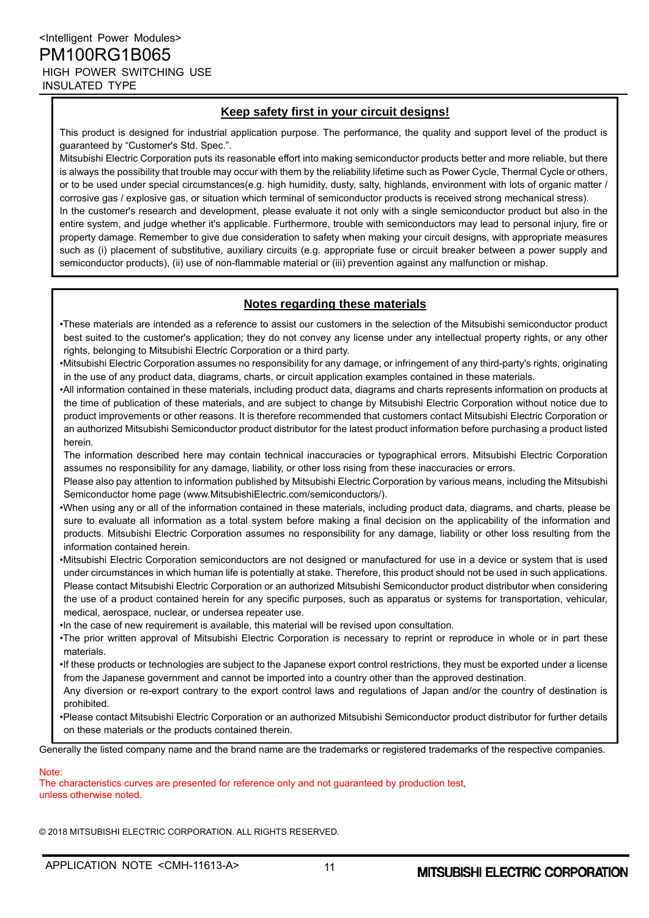## Keep safety first in your circuit designs!

This product is designed for industrial application purpose. The performance, the quality and support level of the product is guaranteed by "Customer's Std. Spec.".
Mitsubishi Electric Corporation puts its reasonable effort into making semiconductor products better and more reliable, but there is always the possibility that trouble may occur with them by the reliability lifetime such as Power Cycle, Thermal Cycle or others, or to be used under special circumstances(e.g. high humidity, dusty, salty, highlands, environment with lots of organic matter / corrosive gas / explosive gas, or situation which terminal of semiconductor products is received strong mechanical stress).
In the customer's research and development, please evaluate it not only with a single semiconductor product but also in the entire system, and judge whether it's applicable. Furthermore, trouble with semiconductors may lead to personal injury, fire or property damage. Remember to give due consideration to safety when making your circuit designs, with appropriate measures such as (i) placement of substitutive, auxiliary circuits (e.g. appropriate fuse or circuit breaker between a power supply and semiconductor products), (ii) use of non-flammable material or (iii) prevention against any malfunction or mishap.

## Notes regarding these materials

- These materials are intended as a reference to assist our customers in the selection of the Mitsubishi semiconductor product best suited to the customer's application; they do not convey any license under any intellectual property rights, or any other rights, belonging to Mitsubishi Electric Corporation or a third party.
- Mitsubishi Electric Corporation assumes no responsibility for any damage, or infringement of any third-party's rights, originating in the use of any product data, diagrams, charts, or circuit application examples contained in these materials.
- All information contained in these materials, including product data, diagrams and charts represents information on products at the time of publication of these materials, and are subject to change by Mitsubishi Electric Corporation without notice due to product improvements or other reasons. It is therefore recommended that customers contact Mitsubishi Electric Corporation or an authorized Mitsubishi Semiconductor product distributor for the latest product information before purchasing a product listed herein.
  The information described here may contain technical inaccuracies or typographical errors. Mitsubishi Electric Corporation assumes no responsibility for any damage, liability, or other loss rising from these inaccuracies or errors.
  Please also pay attention to information published by Mitsubishi Electric Corporation by various means, including the Mitsubishi Semiconductor home page (www.MitsubishiElectric.com/semiconductors/).
- When using any or all of the information contained in these materials, including product data, diagrams, and charts, please be sure to evaluate all information as a total system before making a final decision on the applicability of the information and products. Mitsubishi Electric Corporation assumes no responsibility for any damage, liability or other loss resulting from the information contained herein.
- Mitsubishi Electric Corporation semiconductors are not designed or manufactured for use in a device or system that is used under circumstances in which human life is potentially at stake. Therefore, this product should not be used in such applications. Please contact Mitsubishi Electric Corporation or an authorized Mitsubishi Semiconductor product distributor when considering the use of a product contained herein for any specific purposes, such as apparatus or systems for transportation, vehicular, medical, aerospace, nuclear, or undersea repeater use.
- In the case of new requirement is available, this material will be revised upon consultation.
- The prior written approval of Mitsubishi Electric Corporation is necessary to reprint or reproduce in whole or in part these materials.
- If these products or technologies are subject to the Japanese export control restrictions, they must be exported under a license from the Japanese government and cannot be imported into a country other than the approved destination.
  Any diversion or re-export contrary to the export control laws and regulations of Japan and/or the country of destination is prohibited.
- Please contact Mitsubishi Electric Corporation or an authorized Mitsubishi Semiconductor product distributor for further details on these materials or the products contained therein.

Generally the listed company name and the brand name are the trademarks or registered trademarks of the respective companies.

Note:
The characteristics curves are presented for reference only and not guaranteed by production test, unless otherwise noted.

© 2018 MITSUBISHI ELECTRIC CORPORATION. ALL RIGHTS RESERVED.